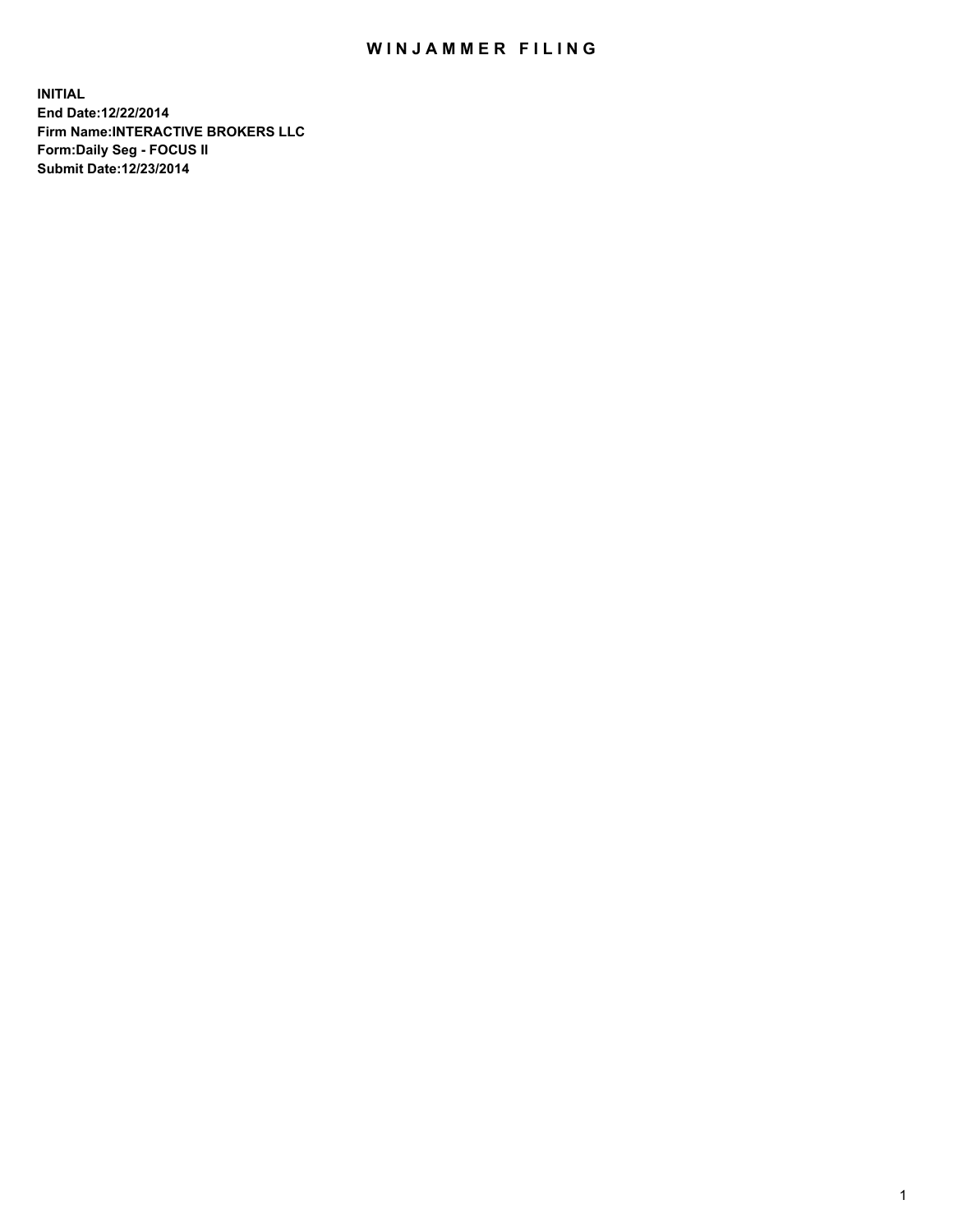# WINJAMMER FILING

**INITIAL**
**End Date:12/22/2014**
**Firm Name:INTERACTIVE BROKERS LLC**
**Form:Daily Seg - FOCUS II**
**Submit Date:12/23/2014**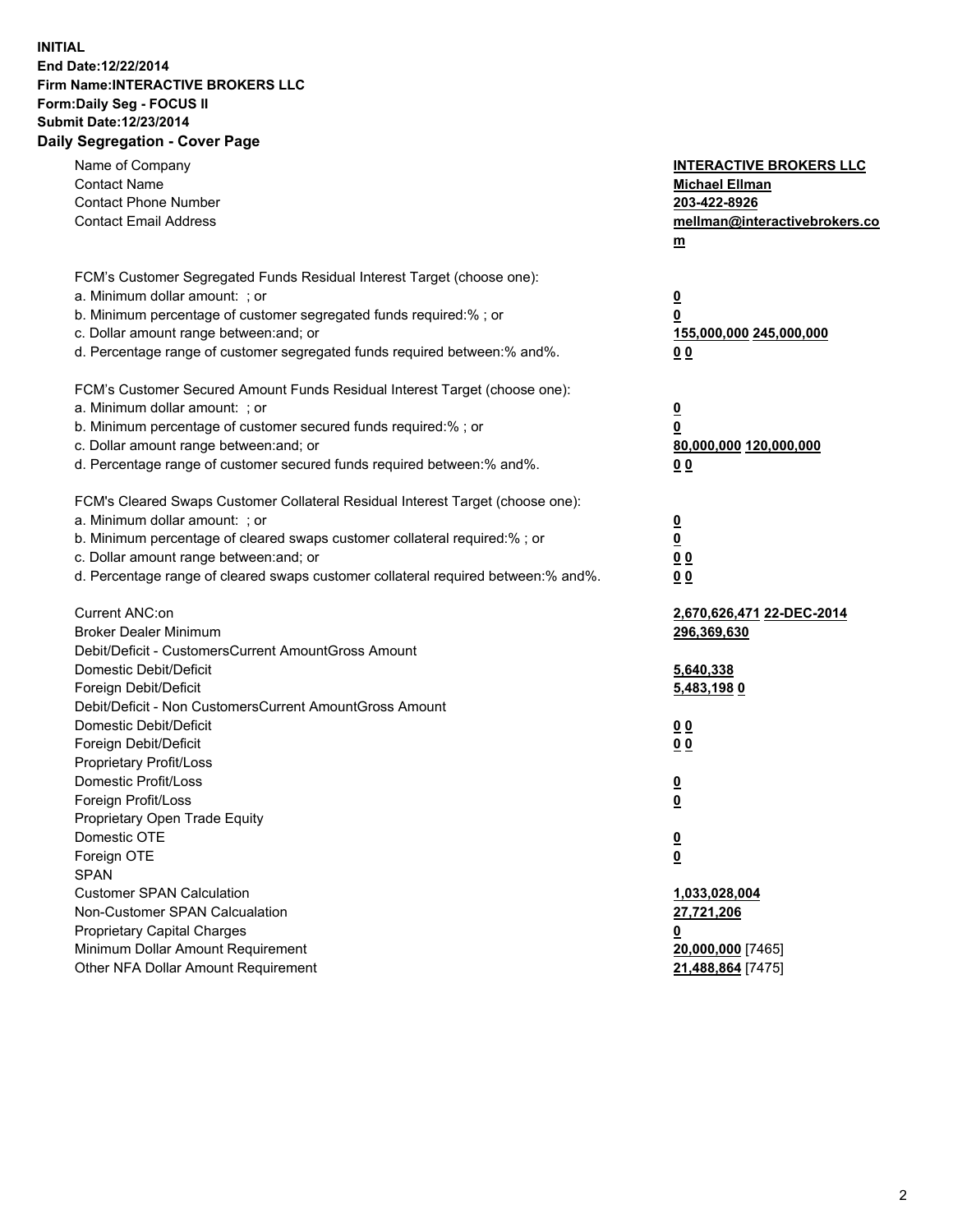**INITIAL**
**End Date:12/22/2014**
**Firm Name:INTERACTIVE BROKERS LLC**
**Form:Daily Seg - FOCUS II**
**Submit Date:12/23/2014**

## Daily Segregation - Cover Page

| | |
|---|---|
| Name of Company | **INTERACTIVE BROKERS LLC** |
| Contact Name | **Michael Ellman** |
| Contact Phone Number | **203-422-8926** |
| Contact Email Address | **mellman@interactivebrokers.com** |
| FCM's Customer Segregated Funds Residual Interest Target (choose one): | |
| a. Minimum dollar amount: ; or | **0** |
| b. Minimum percentage of customer segregated funds required:% ; or | **0** |
| c. Dollar amount range between:and; or | **155,000,000 245,000,000** |
| d. Percentage range of customer segregated funds required between:% and%. | **0 0** |
| FCM's Customer Secured Amount Funds Residual Interest Target (choose one): | |
| a. Minimum dollar amount: ; or | **0** |
| b. Minimum percentage of customer secured funds required:% ; or | **0** |
| c. Dollar amount range between:and; or | **80,000,000 120,000,000** |
| d. Percentage range of customer secured funds required between:% and%. | **0 0** |
| FCM's Cleared Swaps Customer Collateral Residual Interest Target (choose one): | |
| a. Minimum dollar amount: ; or | **0** |
| b. Minimum percentage of cleared swaps customer collateral required:% ; or | **0** |
| c. Dollar amount range between:and; or | **0 0** |
| d. Percentage range of cleared swaps customer collateral required between:% and%. | **0 0** |
| Current ANC:on | **2,670,626,471 22-DEC-2014** |
| Broker Dealer Minimum | **296,369,630** |
| Debit/Deficit - CustomersCurrent AmountGross Amount | |
| Domestic Debit/Deficit | **5,640,338** |
| Foreign Debit/Deficit | **5,483,198 0** |
| Debit/Deficit - Non CustomersCurrent AmountGross Amount | |
| Domestic Debit/Deficit | **0 0** |
| Foreign Debit/Deficit | **0 0** |
| Proprietary Profit/Loss | |
| Domestic Profit/Loss | **0** |
| Foreign Profit/Loss | **0** |
| Proprietary Open Trade Equity | |
| Domestic OTE | **0** |
| Foreign OTE | **0** |
| SPAN | |
| Customer SPAN Calculation | **1,033,028,004** |
| Non-Customer SPAN Calcualation | **27,721,206** |
| Proprietary Capital Charges | **0** |
| Minimum Dollar Amount Requirement | **20,000,000** [7465] |
| Other NFA Dollar Amount Requirement | **21,488,864** [7475] |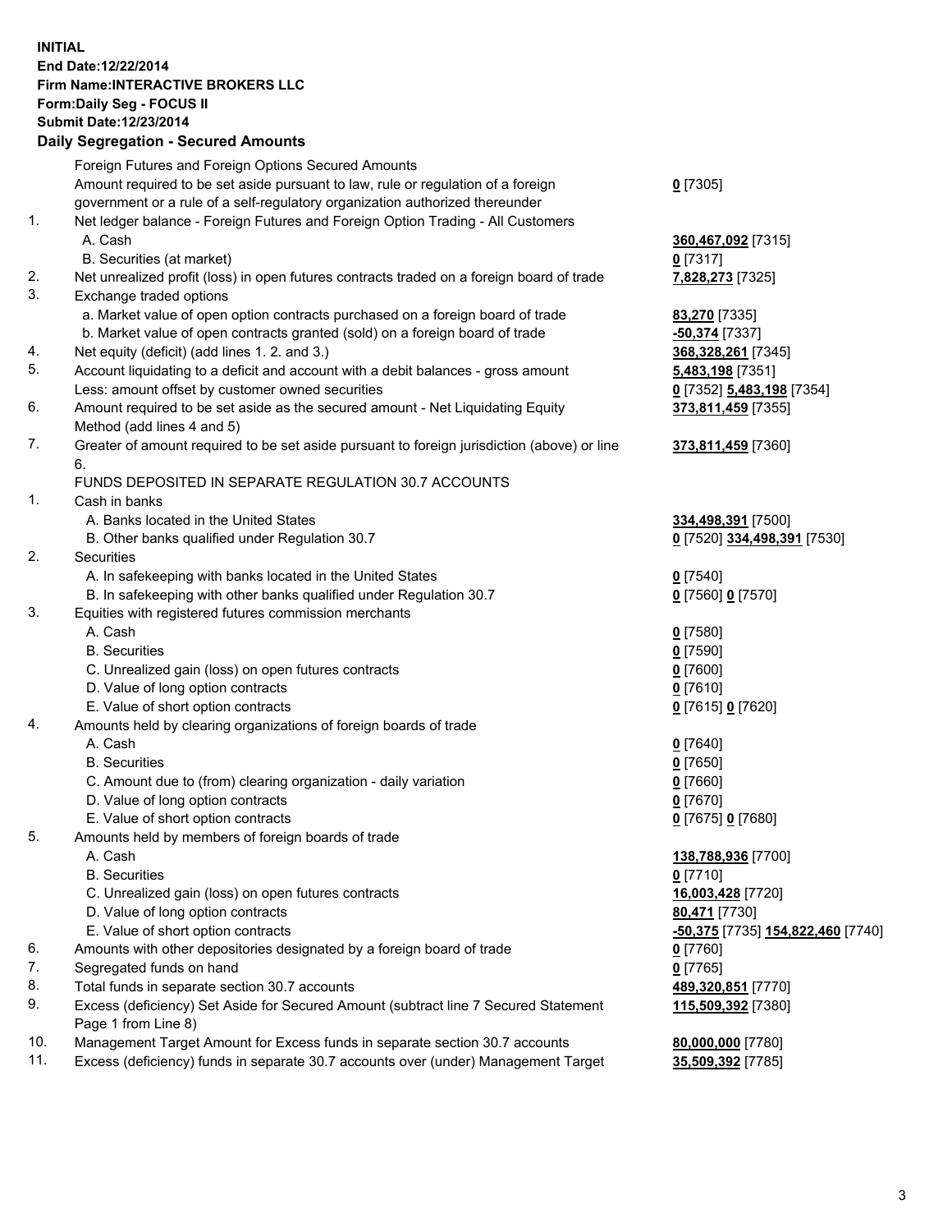**INITIAL**
**End Date:12/22/2014**
**Firm Name:INTERACTIVE BROKERS LLC**
**Form:Daily Seg - FOCUS II**
**Submit Date:12/23/2014**

### Daily Segregation - Secured Amounts

| | | |
|---|---|---|
| | Foreign Futures and Foreign Options Secured Amounts | |
| | Amount required to be set aside pursuant to law, rule or regulation of a foreign government or a rule of a self-regulatory organization authorized thereunder | **0** [7305] |
| 1. | Net ledger balance - Foreign Futures and Foreign Option Trading - All Customers | |
| | A. Cash | **360,467,092** [7315] |
| | B. Securities (at market) | **0** [7317] |
| 2. | Net unrealized profit (loss) in open futures contracts traded on a foreign board of trade | **7,828,273** [7325] |
| 3. | Exchange traded options | |
| | a. Market value of open option contracts purchased on a foreign board of trade | **83,270** [7335] |
| | b. Market value of open contracts granted (sold) on a foreign board of trade | **-50,374** [7337] |
| 4. | Net equity (deficit) (add lines 1. 2. and 3.) | **368,328,261** [7345] |
| 5. | Account liquidating to a deficit and account with a debit balances - gross amount | **5,483,198** [7351] |
| | Less: amount offset by customer owned securities | **0** [7352] **5,483,198** [7354] |
| 6. | Amount required to be set aside as the secured amount - Net Liquidating Equity Method (add lines 4 and 5) | **373,811,459** [7355] |
| 7. | Greater of amount required to be set aside pursuant to foreign jurisdiction (above) or line 6. | **373,811,459** [7360] |
| | FUNDS DEPOSITED IN SEPARATE REGULATION 30.7 ACCOUNTS | |
| 1. | Cash in banks | |
| | A. Banks located in the United States | **334,498,391** [7500] |
| | B. Other banks qualified under Regulation 30.7 | **0** [7520] **334,498,391** [7530] |
| 2. | Securities | |
| | A. In safekeeping with banks located in the United States | **0** [7540] |
| | B. In safekeeping with other banks qualified under Regulation 30.7 | **0** [7560] **0** [7570] |
| 3. | Equities with registered futures commission merchants | |
| | A. Cash | **0** [7580] |
| | B. Securities | **0** [7590] |
| | C. Unrealized gain (loss) on open futures contracts | **0** [7600] |
| | D. Value of long option contracts | **0** [7610] |
| | E. Value of short option contracts | **0** [7615] **0** [7620] |
| 4. | Amounts held by clearing organizations of foreign boards of trade | |
| | A. Cash | **0** [7640] |
| | B. Securities | **0** [7650] |
| | C. Amount due to (from) clearing organization - daily variation | **0** [7660] |
| | D. Value of long option contracts | **0** [7670] |
| | E. Value of short option contracts | **0** [7675] **0** [7680] |
| 5. | Amounts held by members of foreign boards of trade | |
| | A. Cash | **138,788,936** [7700] |
| | B. Securities | **0** [7710] |
| | C. Unrealized gain (loss) on open futures contracts | **16,003,428** [7720] |
| | D. Value of long option contracts | **80,471** [7730] |
| | E. Value of short option contracts | **-50,375** [7735] **154,822,460** [7740] |
| 6. | Amounts with other depositories designated by a foreign board of trade | **0** [7760] |
| 7. | Segregated funds on hand | **0** [7765] |
| 8. | Total funds in separate section 30.7 accounts | **489,320,851** [7770] |
| 9. | Excess (deficiency) Set Aside for Secured Amount (subtract line 7 Secured Statement Page 1 from Line 8) | **115,509,392** [7380] |
| 10. | Management Target Amount for Excess funds in separate section 30.7 accounts | **80,000,000** [7780] |
| 11. | Excess (deficiency) funds in separate 30.7 accounts over (under) Management Target | **35,509,392** [7785] |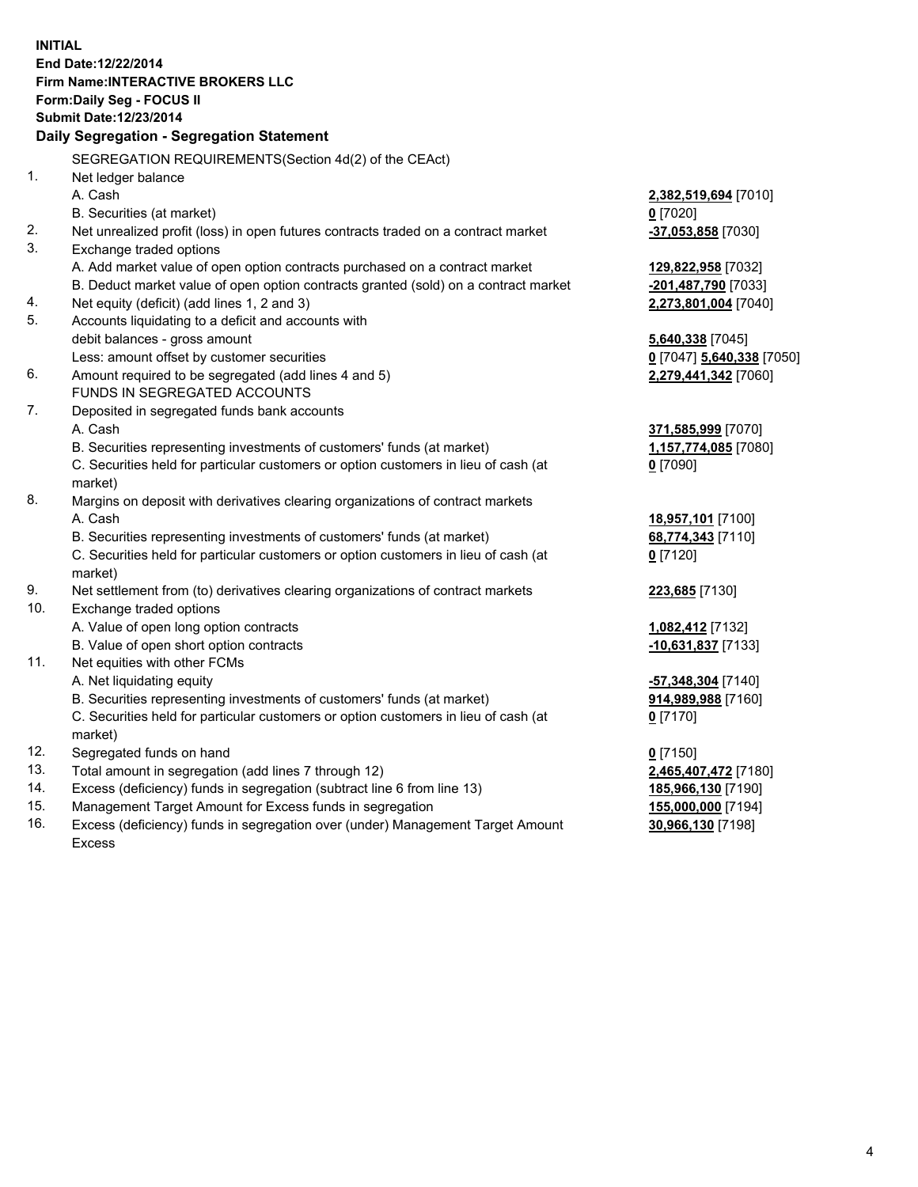**INITIAL**
**End Date:12/22/2014**
**Firm Name:INTERACTIVE BROKERS LLC**
**Form:Daily Seg - FOCUS II**
**Submit Date:12/23/2014**

## Daily Segregation - Segregation Statement

| | | |
|---|---|---|
| | SEGREGATION REQUIREMENTS(Section 4d(2) of the CEAct) | |
| 1. | Net ledger balance | |
| | A. Cash | **2,382,519,694** [7010] |
| | B. Securities (at market) | **0** [7020] |
| 2. | Net unrealized profit (loss) in open futures contracts traded on a contract market | **-37,053,858** [7030] |
| 3. | Exchange traded options | |
| | A. Add market value of open option contracts purchased on a contract market | **129,822,958** [7032] |
| | B. Deduct market value of open option contracts granted (sold) on a contract market | **-201,487,790** [7033] |
| 4. | Net equity (deficit) (add lines 1, 2 and 3) | **2,273,801,004** [7040] |
| 5. | Accounts liquidating to a deficit and accounts with debit balances - gross amount | **5,640,338** [7045] |
| | Less: amount offset by customer securities | **0** [7047] **5,640,338** [7050] |
| 6. | Amount required to be segregated (add lines 4 and 5) | **2,279,441,342** [7060] |
| | FUNDS IN SEGREGATED ACCOUNTS | |
| 7. | Deposited in segregated funds bank accounts | |
| | A. Cash | **371,585,999** [7070] |
| | B. Securities representing investments of customers' funds (at market) | **1,157,774,085** [7080] |
| | C. Securities held for particular customers or option customers in lieu of cash (at market) | **0** [7090] |
| 8. | Margins on deposit with derivatives clearing organizations of contract markets | |
| | A. Cash | **18,957,101** [7100] |
| | B. Securities representing investments of customers' funds (at market) | **68,774,343** [7110] |
| | C. Securities held for particular customers or option customers in lieu of cash (at market) | **0** [7120] |
| 9. | Net settlement from (to) derivatives clearing organizations of contract markets | **223,685** [7130] |
| 10. | Exchange traded options | |
| | A. Value of open long option contracts | **1,082,412** [7132] |
| | B. Value of open short option contracts | **-10,631,837** [7133] |
| 11. | Net equities with other FCMs | |
| | A. Net liquidating equity | **-57,348,304** [7140] |
| | B. Securities representing investments of customers' funds (at market) | **914,989,988** [7160] |
| | C. Securities held for particular customers or option customers in lieu of cash (at market) | **0** [7170] |
| 12. | Segregated funds on hand | **0** [7150] |
| 13. | Total amount in segregation (add lines 7 through 12) | **2,465,407,472** [7180] |
| 14. | Excess (deficiency) funds in segregation (subtract line 6 from line 13) | **185,966,130** [7190] |
| 15. | Management Target Amount for Excess funds in segregation | **155,000,000** [7194] |
| 16. | Excess (deficiency) funds in segregation over (under) Management Target Amount Excess | **30,966,130** [7198] |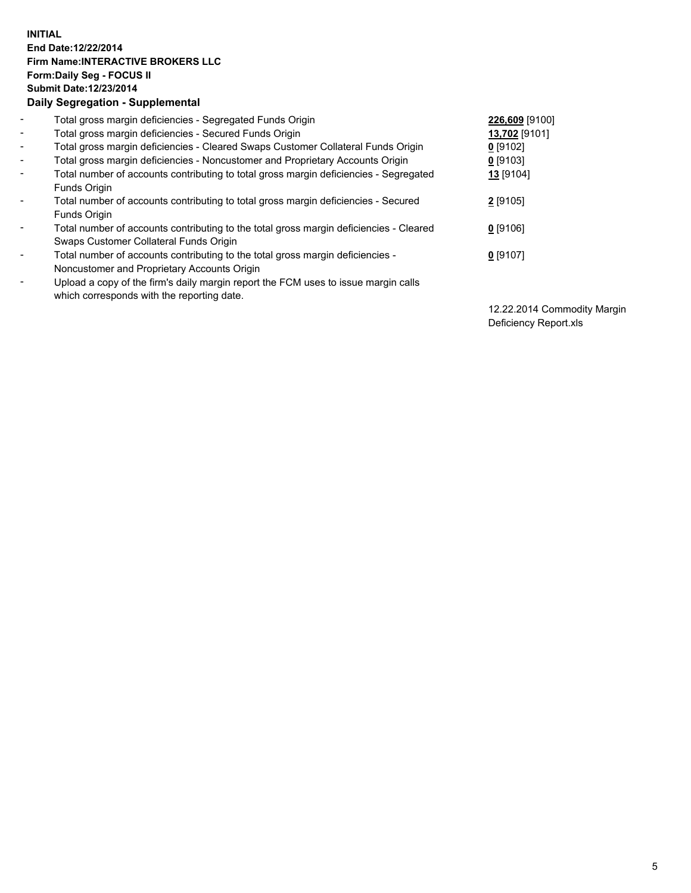**INITIAL**
**End Date:12/22/2014**
**Firm Name:INTERACTIVE BROKERS LLC**
**Form:Daily Seg - FOCUS II**
**Submit Date:12/23/2014**

### Daily Segregation - Supplemental

| | | |
|---|---|---|
| - | Total gross margin deficiencies - Segregated Funds Origin | **226,609** [9100] |
| - | Total gross margin deficiencies - Secured Funds Origin | **13,702** [9101] |
| - | Total gross margin deficiencies - Cleared Swaps Customer Collateral Funds Origin | **0** [9102] |
| - | Total gross margin deficiencies - Noncustomer and Proprietary Accounts Origin | **0** [9103] |
| - | Total number of accounts contributing to total gross margin deficiencies - Segregated Funds Origin | **13** [9104] |
| - | Total number of accounts contributing to total gross margin deficiencies - Secured Funds Origin | **2** [9105] |
| - | Total number of accounts contributing to the total gross margin deficiencies - Cleared Swaps Customer Collateral Funds Origin | **0** [9106] |
| - | Total number of accounts contributing to the total gross margin deficiencies - Noncustomer and Proprietary Accounts Origin | **0** [9107] |
| - | Upload a copy of the firm's daily margin report the FCM uses to issue margin calls which corresponds with the reporting date. | 12.22.2014 Commodity Margin Deficiency Report.xls |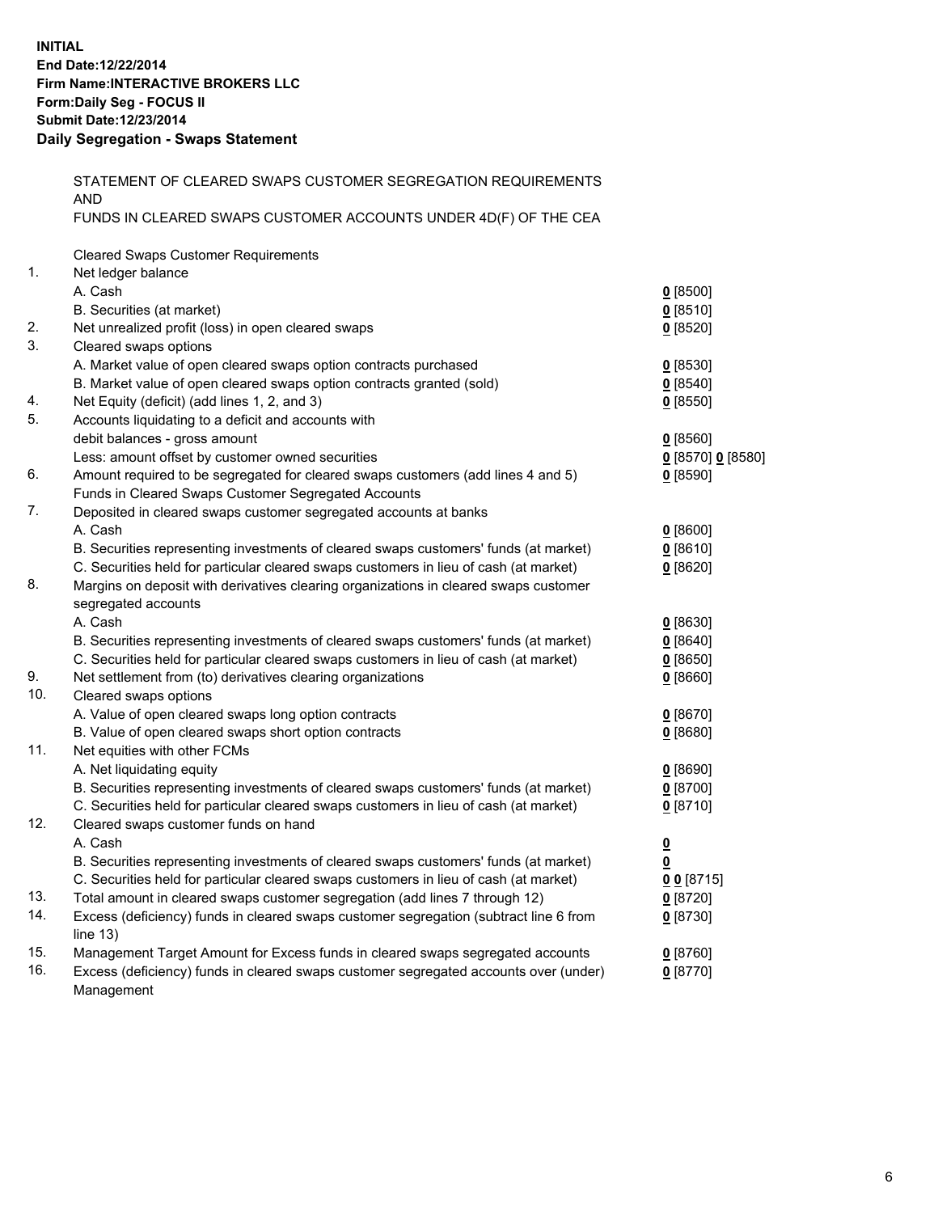**INITIAL**
**End Date:12/22/2014**
**Firm Name:INTERACTIVE BROKERS LLC**
**Form:Daily Seg - FOCUS II**
**Submit Date:12/23/2014**
**Daily Segregation - Swaps Statement**

STATEMENT OF CLEARED SWAPS CUSTOMER SEGREGATION REQUIREMENTS AND FUNDS IN CLEARED SWAPS CUSTOMER ACCOUNTS UNDER 4D(F) OF THE CEA

| | | |
|---|---|---|
| | Cleared Swaps Customer Requirements | |
| 1. | Net ledger balance | |
| | A. Cash | 0 [8500] |
| | B. Securities (at market) | 0 [8510] |
| 2. | Net unrealized profit (loss) in open cleared swaps | 0 [8520] |
| 3. | Cleared swaps options | |
| | A. Market value of open cleared swaps option contracts purchased | 0 [8530] |
| | B. Market value of open cleared swaps option contracts granted (sold) | 0 [8540] |
| 4. | Net Equity (deficit) (add lines 1, 2, and 3) | 0 [8550] |
| 5. | Accounts liquidating to a deficit and accounts with debit balances - gross amount | 0 [8560] |
| | Less: amount offset by customer owned securities | 0 [8570] 0 [8580] |
| 6. | Amount required to be segregated for cleared swaps customers (add lines 4 and 5) | 0 [8590] |
| | Funds in Cleared Swaps Customer Segregated Accounts | |
| 7. | Deposited in cleared swaps customer segregated accounts at banks | |
| | A. Cash | 0 [8600] |
| | B. Securities representing investments of cleared swaps customers' funds (at market) | 0 [8610] |
| | C. Securities held for particular cleared swaps customers in lieu of cash (at market) | 0 [8620] |
| 8. | Margins on deposit with derivatives clearing organizations in cleared swaps customer segregated accounts | |
| | A. Cash | 0 [8630] |
| | B. Securities representing investments of cleared swaps customers' funds (at market) | 0 [8640] |
| | C. Securities held for particular cleared swaps customers in lieu of cash (at market) | 0 [8650] |
| 9. | Net settlement from (to) derivatives clearing organizations | 0 [8660] |
| 10. | Cleared swaps options | |
| | A. Value of open cleared swaps long option contracts | 0 [8670] |
| | B. Value of open cleared swaps short option contracts | 0 [8680] |
| 11. | Net equities with other FCMs | |
| | A. Net liquidating equity | 0 [8690] |
| | B. Securities representing investments of cleared swaps customers' funds (at market) | 0 [8700] |
| | C. Securities held for particular cleared swaps customers in lieu of cash (at market) | 0 [8710] |
| 12. | Cleared swaps customer funds on hand | |
| | A. Cash | 0 |
| | B. Securities representing investments of cleared swaps customers' funds (at market) | 0 |
| | C. Securities held for particular cleared swaps customers in lieu of cash (at market) | 0 0 [8715] |
| 13. | Total amount in cleared swaps customer segregation (add lines 7 through 12) | 0 [8720] |
| 14. | Excess (deficiency) funds in cleared swaps customer segregation (subtract line 6 from line 13) | 0 [8730] |
| 15. | Management Target Amount for Excess funds in cleared swaps segregated accounts | 0 [8760] |
| 16. | Excess (deficiency) funds in cleared swaps customer segregated accounts over (under) Management | 0 [8770] |